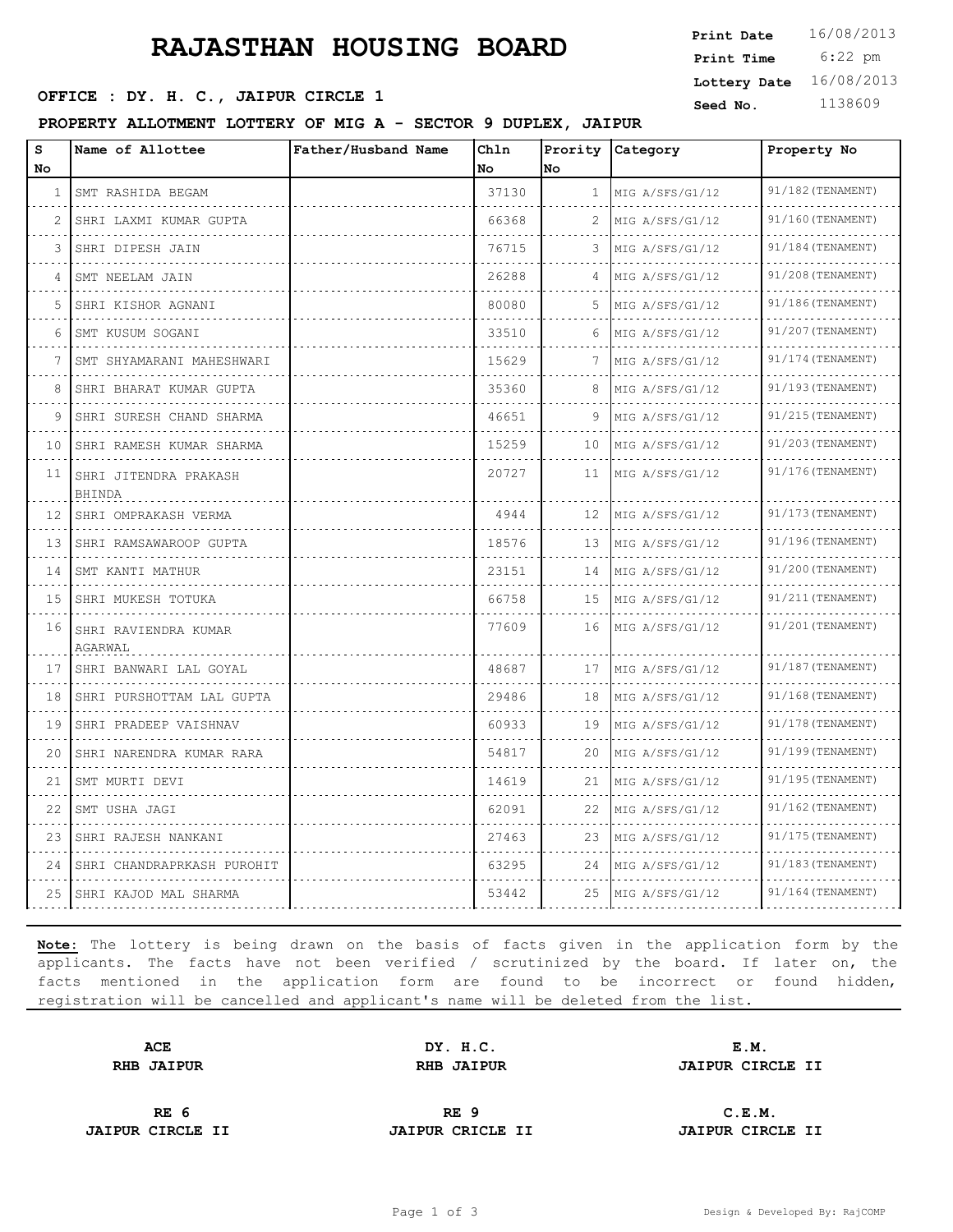# RAJASTHAN HOUSING BOARD

**Print Date** 16/08/2013
**Print Time** 6:22 pm
**Lottery Date** 16/08/2013
**Seed No.** 1138609

**OFFICE : DY. H. C., JAIPUR CIRCLE 1**

**PROPERTY ALLOTMENT LOTTERY OF MIG A - SECTOR 9 DUPLEX, JAIPUR**

| S No | Name of Allottee | Father/Husband Name | Chln No | Prority No | Category | Property No |
|---|---|---|---|---|---|---|
| 1 | SMT RASHIDA BEGAM | | 37130 | 1 | MIG A/SFS/G1/12 | 91/182(TENAMENT) |
| 2 | SHRI LAXMI KUMAR GUPTA | | 66368 | 2 | MIG A/SFS/G1/12 | 91/160(TENAMENT) |
| 3 | SHRI DIPESH JAIN | | 76715 | 3 | MIG A/SFS/G1/12 | 91/184(TENAMENT) |
| 4 | SMT NEELAM JAIN | | 26288 | 4 | MIG A/SFS/G1/12 | 91/208(TENAMENT) |
| 5 | SHRI KISHOR AGNANI | | 80080 | 5 | MIG A/SFS/G1/12 | 91/186(TENAMENT) |
| 6 | SMT KUSUM SOGANI | | 33510 | 6 | MIG A/SFS/G1/12 | 91/207(TENAMENT) |
| 7 | SMT SHYAMARANI MAHESHWARI | | 15629 | 7 | MIG A/SFS/G1/12 | 91/174(TENAMENT) |
| 8 | SHRI BHARAT KUMAR GUPTA | | 35360 | 8 | MIG A/SFS/G1/12 | 91/193(TENAMENT) |
| 9 | SHRI SURESH CHAND SHARMA | | 46651 | 9 | MIG A/SFS/G1/12 | 91/215(TENAMENT) |
| 10 | SHRI RAMESH KUMAR SHARMA | | 15259 | 10 | MIG A/SFS/G1/12 | 91/203(TENAMENT) |
| 11 | SHRI JITENDRA PRAKASH BHINDA | | 20727 | 11 | MIG A/SFS/G1/12 | 91/176(TENAMENT) |
| 12 | SHRI OMPRAKASH VERMA | | 4944 | 12 | MIG A/SFS/G1/12 | 91/173(TENAMENT) |
| 13 | SHRI RAMSAWAROOP GUPTA | | 18576 | 13 | MIG A/SFS/G1/12 | 91/196(TENAMENT) |
| 14 | SMT KANTI MATHUR | | 23151 | 14 | MIG A/SFS/G1/12 | 91/200(TENAMENT) |
| 15 | SHRI MUKESH TOTUKA | | 66758 | 15 | MIG A/SFS/G1/12 | 91/211(TENAMENT) |
| 16 | SHRI RAVIENDRA KUMAR AGARWAL | | 77609 | 16 | MIG A/SFS/G1/12 | 91/201(TENAMENT) |
| 17 | SHRI BANWARI LAL GOYAL | | 48687 | 17 | MIG A/SFS/G1/12 | 91/187(TENAMENT) |
| 18 | SHRI PURSHOTTAM LAL GUPTA | | 29486 | 18 | MIG A/SFS/G1/12 | 91/168(TENAMENT) |
| 19 | SHRI PRADEEP VAISHNAV | | 60933 | 19 | MIG A/SFS/G1/12 | 91/178(TENAMENT) |
| 20 | SHRI NARENDRA KUMAR RARA | | 54817 | 20 | MIG A/SFS/G1/12 | 91/199(TENAMENT) |
| 21 | SMT MURTI DEVI | | 14619 | 21 | MIG A/SFS/G1/12 | 91/195(TENAMENT) |
| 22 | SMT USHA JAGI | | 62091 | 22 | MIG A/SFS/G1/12 | 91/162(TENAMENT) |
| 23 | SHRI RAJESH NANKANI | | 27463 | 23 | MIG A/SFS/G1/12 | 91/175(TENAMENT) |
| 24 | SHRI CHANDRAPRKASH PUROHIT | | 63295 | 24 | MIG A/SFS/G1/12 | 91/183(TENAMENT) |
| 25 | SHRI KAJOD MAL SHARMA | | 53442 | 25 | MIG A/SFS/G1/12 | 91/164(TENAMENT) |

**Note:** The lottery is being drawn on the basis of facts given in the application form by the applicants. The facts have not been verified / scrutinized by the board. If later on, the facts mentioned in the application form are found to be incorrect or found hidden, registration will be cancelled and applicant's name will be deleted from the list.

| | | |
|---|---|---|
| **ACE**<br>**RHB JAIPUR** | **DY. H.C.**<br>**RHB JAIPUR** | **E.M.**<br>**JAIPUR CIRCLE II** |
| **RE 6**<br>**JAIPUR CIRCLE II** | **RE 9**<br>**JAIPUR CRICLE II** | **C.E.M.**<br>**JAIPUR CIRCLE II** |

Design & Developed By: RajCOMP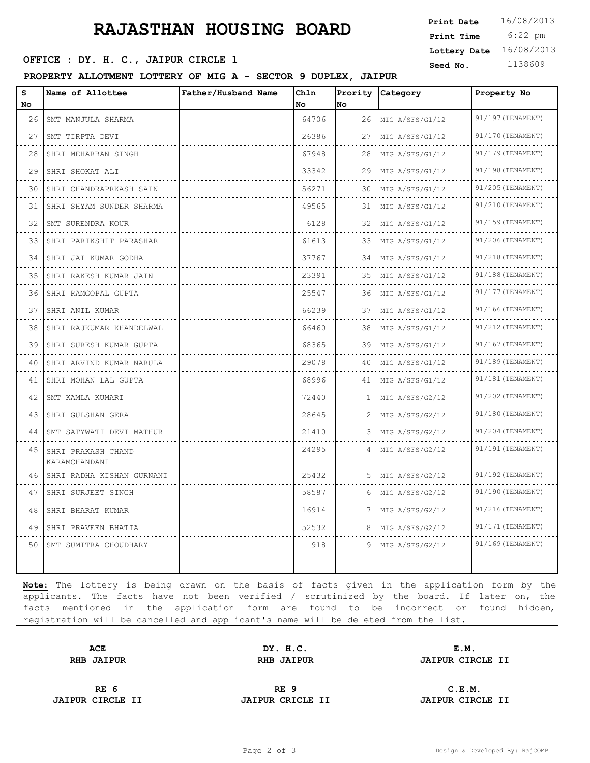# RAJASTHAN HOUSING BOARD

| | |
|---|---|
| **Print Date** | 16/08/2013 |
| **Print Time** | 6:22 pm |
| **Lottery Date** | 16/08/2013 |
| **Seed No.** | 1138609 |

**OFFICE : DY. H. C., JAIPUR CIRCLE 1**

**PROPERTY ALLOTMENT LOTTERY OF MIG A - SECTOR 9 DUPLEX, JAIPUR**

| S No | Name of Allottee | Father/Husband Name | Chln No | Prority No | Category | Property No |
|---|---|---|---|---|---|---|
| 26 | SMT MANJULA SHARMA | | 64706 | 26 | MIG A/SFS/G1/12 | 91/197(TENAMENT) |
| 27 | SMT TIRPTA DEVI | | 26386 | 27 | MIG A/SFS/G1/12 | 91/170(TENAMENT) |
| 28 | SHRI MEHARBAN SINGH | | 67948 | 28 | MIG A/SFS/G1/12 | 91/179(TENAMENT) |
| 29 | SHRI SHOKAT ALI | | 33342 | 29 | MIG A/SFS/G1/12 | 91/198(TENAMENT) |
| 30 | SHRI CHANDRAPRKASH SAIN | | 56271 | 30 | MIG A/SFS/G1/12 | 91/205(TENAMENT) |
| 31 | SHRI SHYAM SUNDER SHARMA | | 49565 | 31 | MIG A/SFS/G1/12 | 91/210(TENAMENT) |
| 32 | SMT SURENDRA KOUR | | 6128 | 32 | MIG A/SFS/G1/12 | 91/159(TENAMENT) |
| 33 | SHRI PARIKSHIT PARASHAR | | 61613 | 33 | MIG A/SFS/G1/12 | 91/206(TENAMENT) |
| 34 | SHRI JAI KUMAR GODHA | | 37767 | 34 | MIG A/SFS/G1/12 | 91/218(TENAMENT) |
| 35 | SHRI RAKESH KUMAR JAIN | | 23391 | 35 | MIG A/SFS/G1/12 | 91/188(TENAMENT) |
| 36 | SHRI RAMGOPAL GUPTA | | 25547 | 36 | MIG A/SFS/G1/12 | 91/177(TENAMENT) |
| 37 | SHRI ANIL KUMAR | | 66239 | 37 | MIG A/SFS/G1/12 | 91/166(TENAMENT) |
| 38 | SHRI RAJKUMAR KHANDELWAL | | 66460 | 38 | MIG A/SFS/G1/12 | 91/212(TENAMENT) |
| 39 | SHRI SURESH KUMAR GUPTA | | 68365 | 39 | MIG A/SFS/G1/12 | 91/167(TENAMENT) |
| 40 | SHRI ARVIND KUMAR NARULA | | 29078 | 40 | MIG A/SFS/G1/12 | 91/189(TENAMENT) |
| 41 | SHRI MOHAN LAL GUPTA | | 68996 | 41 | MIG A/SFS/G1/12 | 91/181(TENAMENT) |
| 42 | SMT KAMLA KUMARI | | 72440 | 1 | MIG A/SFS/G2/12 | 91/202(TENAMENT) |
| 43 | SHRI GULSHAN GERA | | 28645 | 2 | MIG A/SFS/G2/12 | 91/180(TENAMENT) |
| 44 | SMT SATYWATI DEVI MATHUR | | 21410 | 3 | MIG A/SFS/G2/12 | 91/204(TENAMENT) |
| 45 | SHRI PRAKASH CHAND KARAMCHANDANI | | 24295 | 4 | MIG A/SFS/G2/12 | 91/191(TENAMENT) |
| 46 | SHRI RADHA KISHAN GURNANI | | 25432 | 5 | MIG A/SFS/G2/12 | 91/192(TENAMENT) |
| 47 | SHRI SURJEET SINGH | | 58587 | 6 | MIG A/SFS/G2/12 | 91/190(TENAMENT) |
| 48 | SHRI BHARAT KUMAR | | 16914 | 7 | MIG A/SFS/G2/12 | 91/216(TENAMENT) |
| 49 | SHRI PRAVEEN BHATIA | | 52532 | 8 | MIG A/SFS/G2/12 | 91/171(TENAMENT) |
| 50 | SMT SUMITRA CHOUDHARY | | 918 | 9 | MIG A/SFS/G2/12 | 91/169(TENAMENT) |

**Note:** The lottery is being drawn on the basis of facts given in the application form by the applicants. The facts have not been verified / scrutinized by the board. If later on, the facts mentioned in the application form are found to be incorrect or found hidden, registration will be cancelled and applicant's name will be deleted from the list.

| | | |
|---|---|---|
| **ACE** **RHB JAIPUR** | **DY. H.C.** **RHB JAIPUR** | **E.M.** **JAIPUR CIRCLE II** |
| **RE 6** **JAIPUR CIRCLE II** | **RE 9** **JAIPUR CRICLE II** | **C.E.M.** **JAIPUR CIRCLE II** |

Design & Developed By: RajCOMP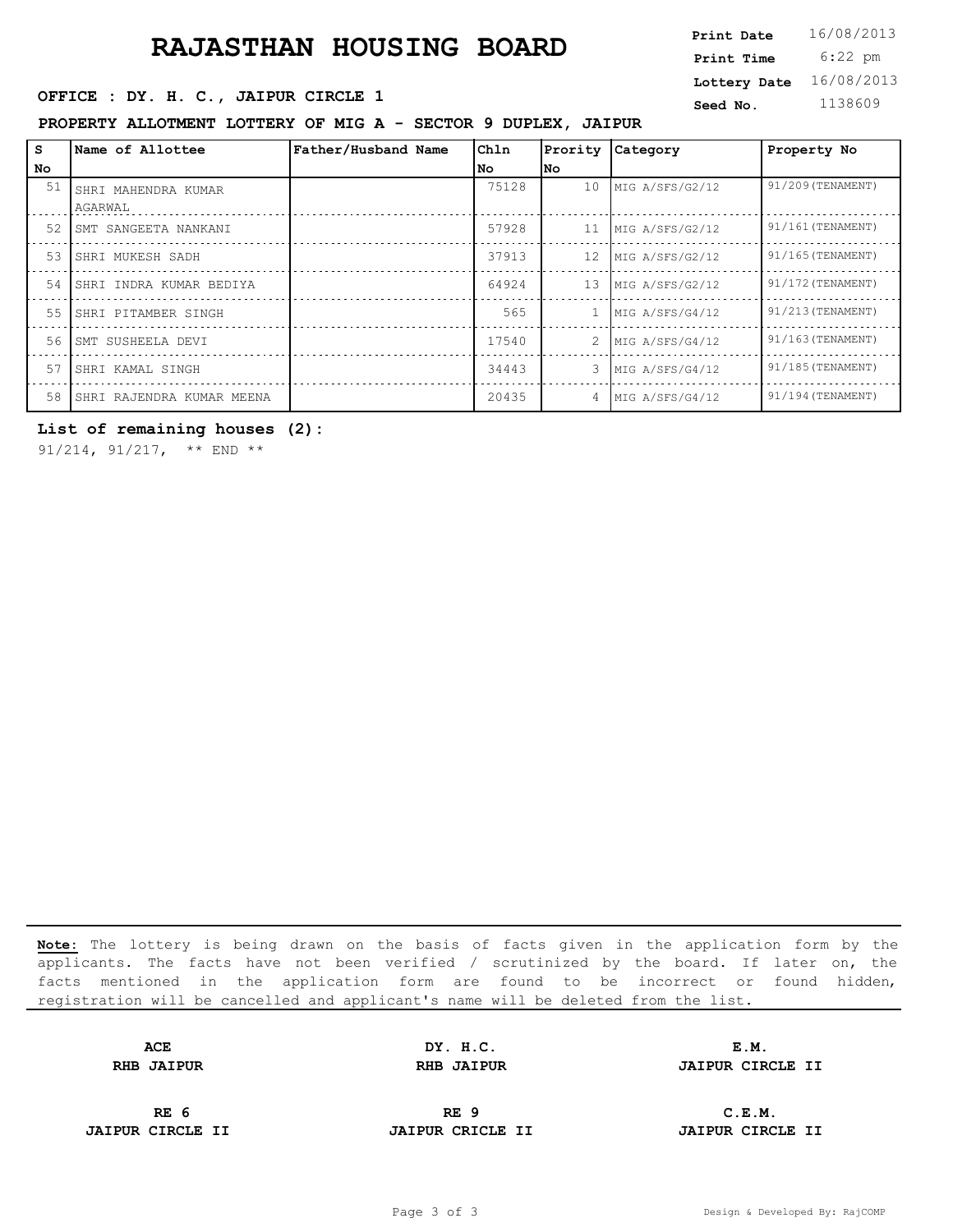# RAJASTHAN HOUSING BOARD

**Print Date** 16/08/2013
**Print Time** 6:22 pm
**Lottery Date** 16/08/2013
**Seed No.** 1138609

**OFFICE : DY. H. C., JAIPUR CIRCLE 1**

**PROPERTY ALLOTMENT LOTTERY OF MIG A - SECTOR 9 DUPLEX, JAIPUR**

| S No | Name of Allottee | Father/Husband Name | Chln No | Prority No | Category | Property No |
|---|---|---|---|---|---|---|
| 51 | SHRI MAHENDRA KUMAR AGARWAL | | 75128 | 10 | MIG A/SFS/G2/12 | 91/209(TENAMENT) |
| 52 | SMT SANGEETA NANKANI | | 57928 | 11 | MIG A/SFS/G2/12 | 91/161(TENAMENT) |
| 53 | SHRI MUKESH SADH | | 37913 | 12 | MIG A/SFS/G2/12 | 91/165(TENAMENT) |
| 54 | SHRI INDRA KUMAR BEDIYA | | 64924 | 13 | MIG A/SFS/G2/12 | 91/172(TENAMENT) |
| 55 | SHRI PITAMBER SINGH | | 565 | 1 | MIG A/SFS/G4/12 | 91/213(TENAMENT) |
| 56 | SMT SUSHEELA DEVI | | 17540 | 2 | MIG A/SFS/G4/12 | 91/163(TENAMENT) |
| 57 | SHRI KAMAL SINGH | | 34443 | 3 | MIG A/SFS/G4/12 | 91/185(TENAMENT) |
| 58 | SHRI RAJENDRA KUMAR MEENA | | 20435 | 4 | MIG A/SFS/G4/12 | 91/194(TENAMENT) |

**List of remaining houses (2):**

91/214, 91/217, ** END **

**Note:** The lottery is being drawn on the basis of facts given in the application form by the applicants. The facts have not been verified / scrutinized by the board. If later on, the facts mentioned in the application form are found to be incorrect or found hidden, registration will be cancelled and applicant's name will be deleted from the list.

| | | |
|---|---|---|
| **ACE**<br>**RHB JAIPUR** | **DY. H.C.**<br>**RHB JAIPUR** | **E.M.**<br>**JAIPUR CIRCLE II** |
| **RE 6**<br>**JAIPUR CIRCLE II** | **RE 9**<br>**JAIPUR CRICLE II** | **C.E.M.**<br>**JAIPUR CIRCLE II** |

Design & Developed By: RajCOMP